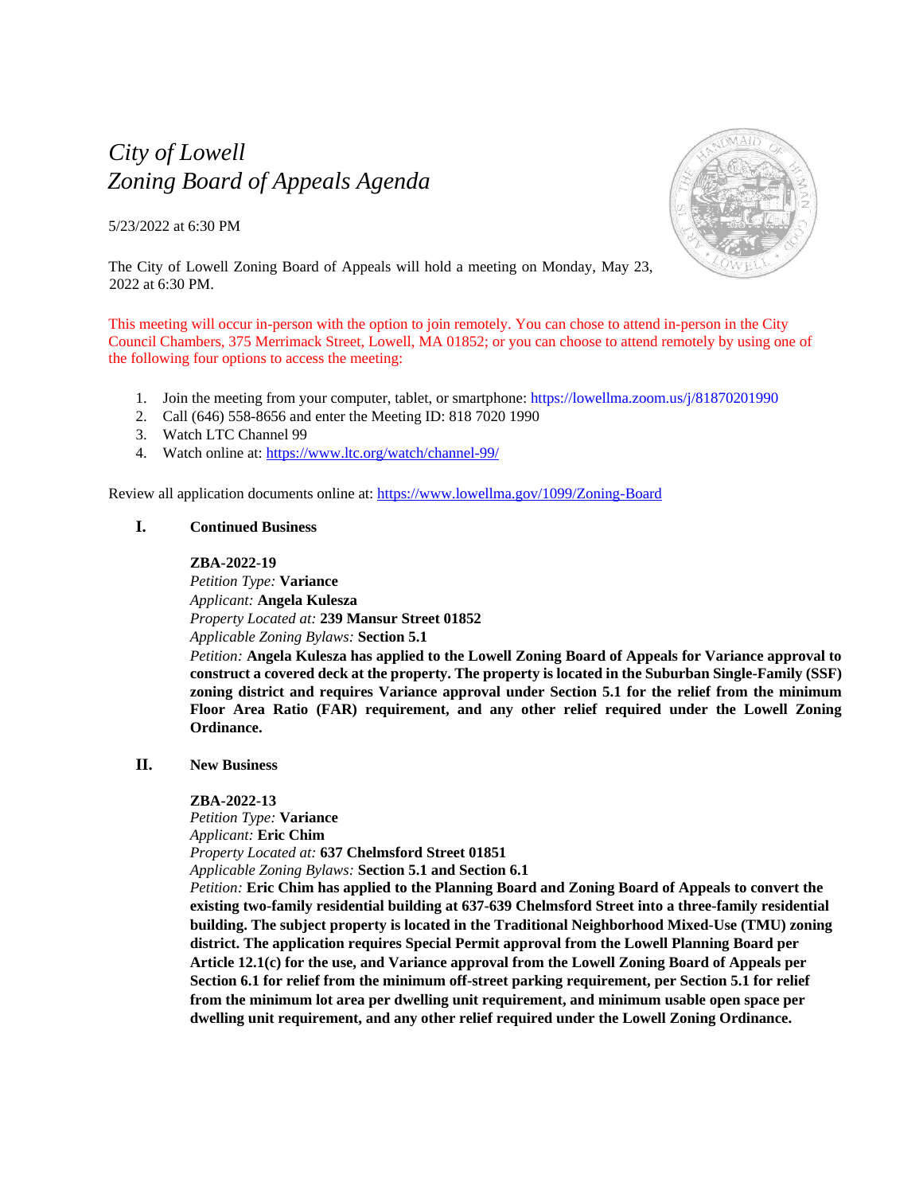# *City of Lowell*
# *Zoning Board of Appeals Agenda*

5/23/2022 at 6:30 PM

The City of Lowell Zoning Board of Appeals will hold a meeting on Monday, May 23, 2022 at 6:30 PM.

This meeting will occur in-person with the option to join remotely. You can chose to attend in-person in the City Council Chambers, 375 Merrimack Street, Lowell, MA 01852; or you can choose to attend remotely by using one of the following four options to access the meeting:

1. Join the meeting from your computer, tablet, or smartphone: https://lowellma.zoom.us/j/81870201990
2. Call (646) 558-8656 and enter the Meeting ID: 818 7020 1990
3. Watch LTC Channel 99
4. Watch online at: https://www.ltc.org/watch/channel-99/

Review all application documents online at: https://www.lowellma.gov/1099/Zoning-Board

## I. Continued Business

**ZBA-2022-19**
*Petition Type:* **Variance**
*Applicant:* **Angela Kulesza**
*Property Located at:* **239 Mansur Street 01852**
*Applicable Zoning Bylaws:* **Section 5.1**
*Petition:* **Angela Kulesza has applied to the Lowell Zoning Board of Appeals for Variance approval to construct a covered deck at the property. The property is located in the Suburban Single-Family (SSF) zoning district and requires Variance approval under Section 5.1 for the relief from the minimum Floor Area Ratio (FAR) requirement, and any other relief required under the Lowell Zoning Ordinance.**

## II. New Business

**ZBA-2022-13**
*Petition Type:* **Variance**
*Applicant:* **Eric Chim**
*Property Located at:* **637 Chelmsford Street 01851**
*Applicable Zoning Bylaws:* **Section 5.1 and Section 6.1**
*Petition:* **Eric Chim has applied to the Planning Board and Zoning Board of Appeals to convert the existing two-family residential building at 637-639 Chelmsford Street into a three-family residential building. The subject property is located in the Traditional Neighborhood Mixed-Use (TMU) zoning district. The application requires Special Permit approval from the Lowell Planning Board per Article 12.1(c) for the use, and Variance approval from the Lowell Zoning Board of Appeals per Section 6.1 for relief from the minimum off-street parking requirement, per Section 5.1 for relief from the minimum lot area per dwelling unit requirement, and minimum usable open space per dwelling unit requirement, and any other relief required under the Lowell Zoning Ordinance.**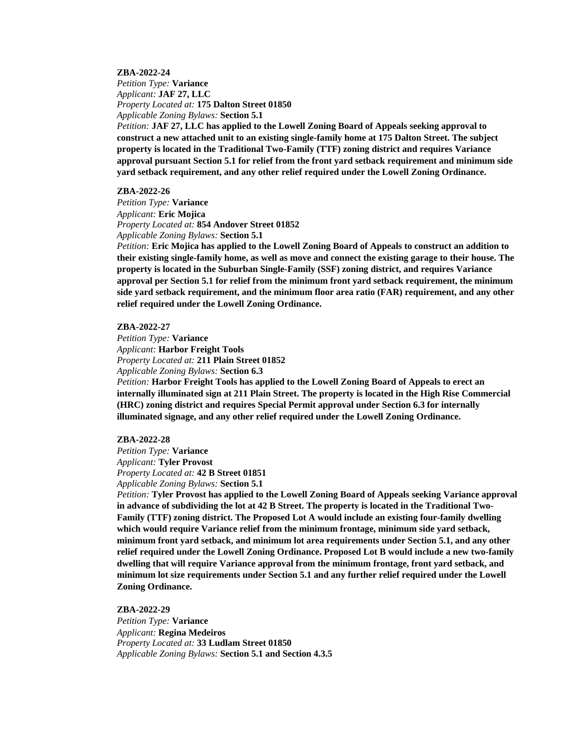**ZBA-2022-24**

*Petition Type:* **Variance**
*Applicant:* **JAF 27, LLC**
*Property Located at:* **175 Dalton Street 01850**
*Applicable Zoning Bylaws:* **Section 5.1**
*Petition:* **JAF 27, LLC has applied to the Lowell Zoning Board of Appeals seeking approval to construct a new attached unit to an existing single-family home at 175 Dalton Street. The subject property is located in the Traditional Two-Family (TTF) zoning district and requires Variance approval pursuant Section 5.1 for relief from the front yard setback requirement and minimum side yard setback requirement, and any other relief required under the Lowell Zoning Ordinance.**

**ZBA-2022-26**

*Petition Type:* **Variance**
*Applicant:* **Eric Mojica**
*Property Located at:* **854 Andover Street 01852**
*Applicable Zoning Bylaws:* **Section 5.1**
*Petition:* **Eric Mojica has applied to the Lowell Zoning Board of Appeals to construct an addition to their existing single-family home, as well as move and connect the existing garage to their house. The property is located in the Suburban Single-Family (SSF) zoning district, and requires Variance approval per Section 5.1 for relief from the minimum front yard setback requirement, the minimum side yard setback requirement, and the minimum floor area ratio (FAR) requirement, and any other relief required under the Lowell Zoning Ordinance.**

**ZBA-2022-27**

*Petition Type:* **Variance**
*Applicant:* **Harbor Freight Tools**
*Property Located at:* **211 Plain Street 01852**
*Applicable Zoning Bylaws:* **Section 6.3**
*Petition:* **Harbor Freight Tools has applied to the Lowell Zoning Board of Appeals to erect an internally illuminated sign at 211 Plain Street. The property is located in the High Rise Commercial (HRC) zoning district and requires Special Permit approval under Section 6.3 for internally illuminated signage, and any other relief required under the Lowell Zoning Ordinance.**

**ZBA-2022-28**

*Petition Type:* **Variance**
*Applicant:* **Tyler Provost**
*Property Located at:* **42 B Street 01851**
*Applicable Zoning Bylaws:* **Section 5.1**
*Petition:* **Tyler Provost has applied to the Lowell Zoning Board of Appeals seeking Variance approval in advance of subdividing the lot at 42 B Street. The property is located in the Traditional Two-Family (TTF) zoning district. The Proposed Lot A would include an existing four-family dwelling which would require Variance relief from the minimum frontage, minimum side yard setback, minimum front yard setback, and minimum lot area requirements under Section 5.1, and any other relief required under the Lowell Zoning Ordinance. Proposed Lot B would include a new two-family dwelling that will require Variance approval from the minimum frontage, front yard setback, and minimum lot size requirements under Section 5.1 and any further relief required under the Lowell Zoning Ordinance.**

**ZBA-2022-29**

*Petition Type:* **Variance**
*Applicant:* **Regina Medeiros**
*Property Located at:* **33 Ludlam Street 01850**
*Applicable Zoning Bylaws:* **Section 5.1 and Section 4.3.5**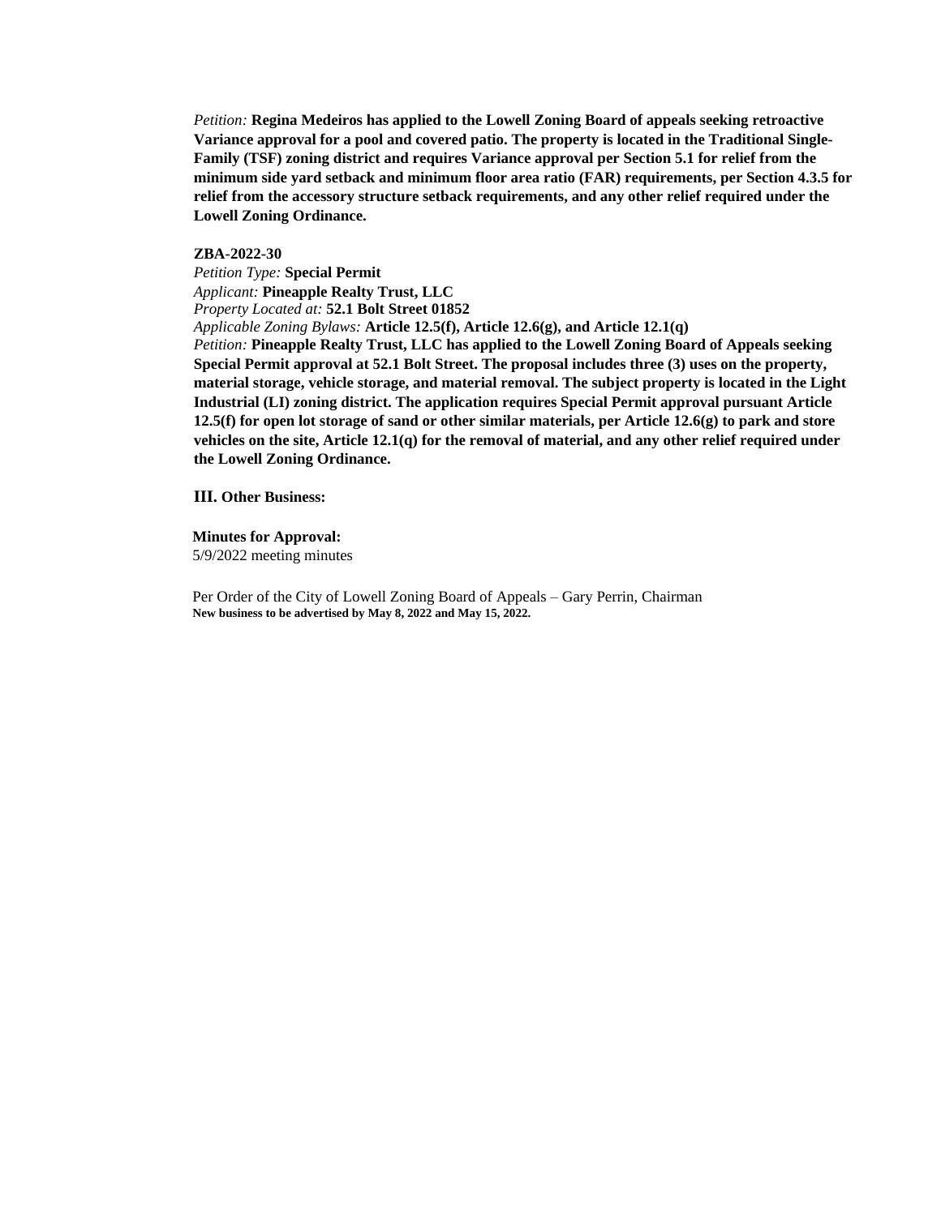*Petition:* **Regina Medeiros has applied to the Lowell Zoning Board of appeals seeking retroactive Variance approval for a pool and covered patio. The property is located in the Traditional Single-Family (TSF) zoning district and requires Variance approval per Section 5.1 for relief from the minimum side yard setback and minimum floor area ratio (FAR) requirements, per Section 4.3.5 for relief from the accessory structure setback requirements, and any other relief required under the Lowell Zoning Ordinance.**

**ZBA-2022-30**
*Petition Type:* **Special Permit**
*Applicant:* **Pineapple Realty Trust, LLC**
*Property Located at:* **52.1 Bolt Street 01852**
*Applicable Zoning Bylaws:* **Article 12.5(f), Article 12.6(g), and Article 12.1(q)**
*Petition:* **Pineapple Realty Trust, LLC has applied to the Lowell Zoning Board of Appeals seeking Special Permit approval at 52.1 Bolt Street. The proposal includes three (3) uses on the property, material storage, vehicle storage, and material removal. The subject property is located in the Light Industrial (LI) zoning district. The application requires Special Permit approval pursuant Article 12.5(f) for open lot storage of sand or other similar materials, per Article 12.6(g) to park and store vehicles on the site, Article 12.1(q) for the removal of material, and any other relief required under the Lowell Zoning Ordinance.**

### III. Other Business:

**Minutes for Approval:**
5/9/2022 meeting minutes

Per Order of the City of Lowell Zoning Board of Appeals – Gary Perrin, Chairman
**New business to be advertised by May 8, 2022 and May 15, 2022.**